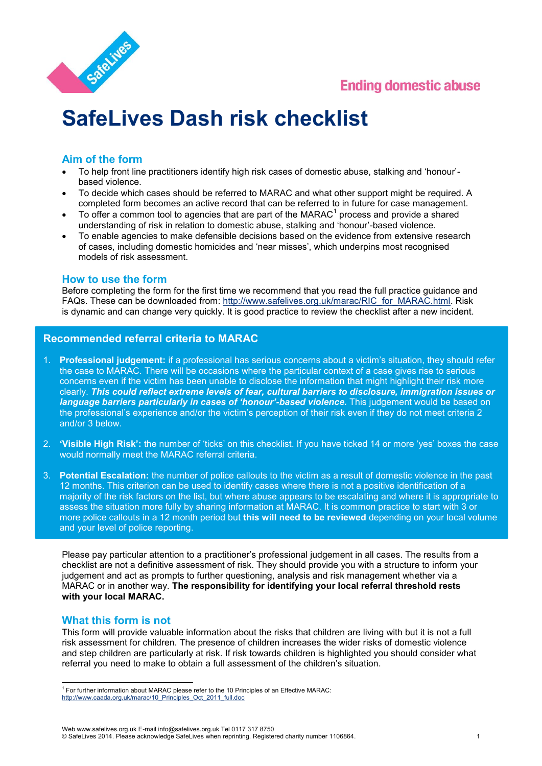Ending domestic abuse

# SafeLives Dash risk checklist

## Aim of the form

- To help front line practitioners identify high risk cases of domestic abuse, stalking and 'honour'-based violence.
- To decide which cases should be referred to MARAC and what other support might be required. A completed form becomes an active record that can be referred to in future for case management.
- To offer a common tool to agencies that are part of the MARAC[1] process and provide a shared understanding of risk in relation to domestic abuse, stalking and 'honour'-based violence.
- To enable agencies to make defensible decisions based on the evidence from extensive research of cases, including domestic homicides and 'near misses', which underpins most recognised models of risk assessment.

## How to use the form

Before completing the form for the first time we recommend that you read the full practice guidance and FAQs. These can be downloaded from: http://www.safelives.org.uk/marac/RIC_for_MARAC.html. Risk is dynamic and can change very quickly. It is good practice to review the checklist after a new incident.

## Recommended referral criteria to MARAC

1. **Professional judgement:** if a professional has serious concerns about a victim's situation, they should refer the case to MARAC. There will be occasions where the particular context of a case gives rise to serious concerns even if the victim has been unable to disclose the information that might highlight their risk more clearly. ***This could reflect extreme levels of fear, cultural barriers to disclosure, immigration issues or language barriers particularly in cases of 'honour'-based violence.*** This judgement would be based on the professional's experience and/or the victim's perception of their risk even if they do not meet criteria 2 and/or 3 below.

2. **'Visible High Risk':** the number of 'ticks' on this checklist. If you have ticked 14 or more 'yes' boxes the case would normally meet the MARAC referral criteria.

3. **Potential Escalation:** the number of police callouts to the victim as a result of domestic violence in the past 12 months. This criterion can be used to identify cases where there is not a positive identification of a majority of the risk factors on the list, but where abuse appears to be escalating and where it is appropriate to assess the situation more fully by sharing information at MARAC. It is common practice to start with 3 or more police callouts in a 12 month period but **this will need to be reviewed** depending on your local volume and your level of police reporting.

Please pay particular attention to a practitioner's professional judgement in all cases. The results from a checklist are not a definitive assessment of risk. They should provide you with a structure to inform your judgement and act as prompts to further questioning, analysis and risk management whether via a MARAC or in another way. **The responsibility for identifying your local referral threshold rests with your local MARAC.**

## What this form is not

This form will provide valuable information about the risks that children are living with but it is not a full risk assessment for children. The presence of children increases the wider risks of domestic violence and step children are particularly at risk. If risk towards children is highlighted you should consider what referral you need to make to obtain a full assessment of the children's situation.

[1] For further information about MARAC please refer to the 10 Principles of an Effective MARAC: http://www.caada.org.uk/marac/10_Principles_Oct_2011_full.doc

Web www.safelives.org.uk E-mail info@safelives.org.uk Tel 0117 317 8750
© SafeLives 2014. Please acknowledge SafeLives when reprinting. Registered charity number 1106864.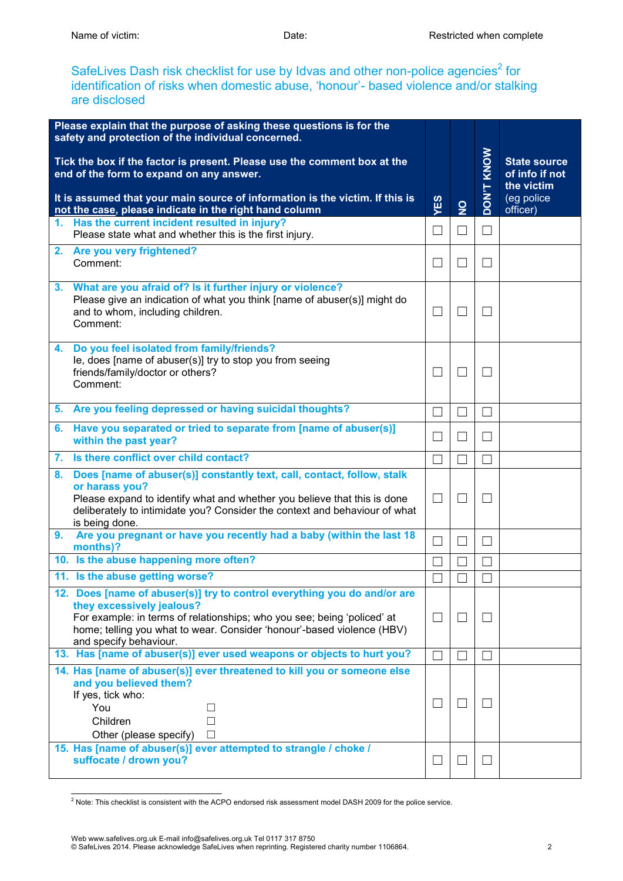Name of victim: Date: Restricted when complete

## SafeLives Dash risk checklist for use by Idvas and other non-police agencies[2] for identification of risks when domestic abuse, 'honour'- based violence and/or stalking are disclosed

| Please explain that the purpose of asking these questions is for the safety and protection of the individual concerned.<br><br>Tick the box if the factor is present. Please use the comment box at the end of the form to expand on any answer.<br><br>It is assumed that your main source of information is the victim. If this is not the case, please indicate in the right hand column | YES | NO | DON'T KNOW | State source of info if not the victim (eg police officer) |
|---|---|---|---|---|
| **1. Has the current incident resulted in injury?**<br>Please state what and whether this is the first injury. | ☐ | ☐ | ☐ | |
| **2. Are you very frightened?**<br>Comment: | ☐ | ☐ | ☐ | |
| **3. What are you afraid of? Is it further injury or violence?**<br>Please give an indication of what you think [name of abuser(s)] might do and to whom, including children.<br>Comment: | ☐ | ☐ | ☐ | |
| **4. Do you feel isolated from family/friends?**<br>Ie, does [name of abuser(s)] try to stop you from seeing friends/family/doctor or others?<br>Comment: | ☐ | ☐ | ☐ | |
| **5. Are you feeling depressed or having suicidal thoughts?** | ☐ | ☐ | ☐ | |
| **6. Have you separated or tried to separate from [name of abuser(s)] within the past year?** | ☐ | ☐ | ☐ | |
| **7. Is there conflict over child contact?** | ☐ | ☐ | ☐ | |
| **8. Does [name of abuser(s)] constantly text, call, contact, follow, stalk or harass you?**<br>Please expand to identify what and whether you believe that this is done deliberately to intimidate you? Consider the context and behaviour of what is being done. | ☐ | ☐ | ☐ | |
| **9. Are you pregnant or have you recently had a baby (within the last 18 months)?** | ☐ | ☐ | ☐ | |
| **10. Is the abuse happening more often?** | ☐ | ☐ | ☐ | |
| **11. Is the abuse getting worse?** | ☐ | ☐ | ☐ | |
| **12. Does [name of abuser(s)] try to control everything you do and/or are they excessively jealous?**<br>For example: in terms of relationships; who you see; being 'policed' at home; telling you what to wear. Consider 'honour'-based violence (HBV) and specify behaviour. | ☐ | ☐ | ☐ | |
| **13. Has [name of abuser(s)] ever used weapons or objects to hurt you?** | ☐ | ☐ | ☐ | |
| **14. Has [name of abuser(s)] ever threatened to kill you or someone else and you believed them?**<br>If yes, tick who:<br>You ☐<br>Children ☐<br>Other (please specify) ☐ | ☐ | ☐ | ☐ | |
| **15. Has [name of abuser(s)] ever attempted to strangle / choke / suffocate / drown you?** | ☐ | ☐ | ☐ | |

[2] Note: This checklist is consistent with the ACPO endorsed risk assessment model DASH 2009 for the police service.

Web www.safelives.org.uk E-mail info@safelives.org.uk Tel 0117 317 8750
© SafeLives 2014. Please acknowledge SafeLives when reprinting. Registered charity number 1106864.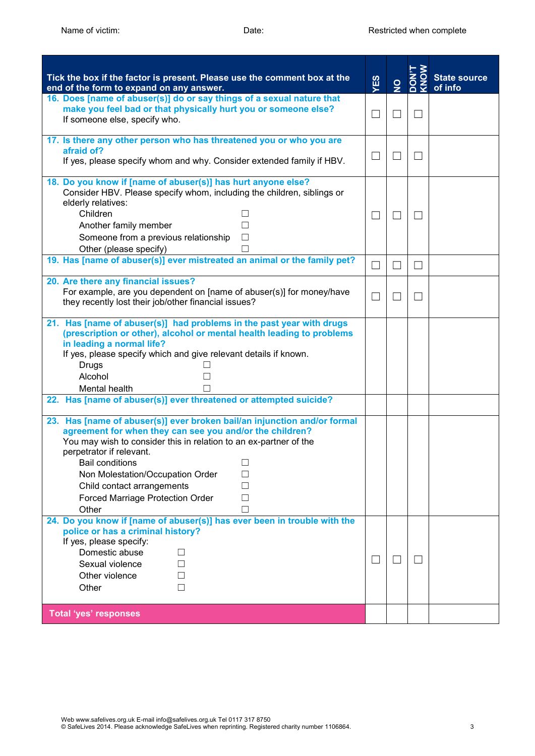Name of victim: Date: Restricted when complete

| Tick the box if the factor is present. Please use the comment box at the end of the form to expand on any answer. | YES | NO | DON'T KNOW | State source of info |
|---|---|---|---|---|
| **16. Does [name of abuser(s)] do or say things of a sexual nature that make you feel bad or that physically hurt you or someone else?**<br>If someone else, specify who. | ☐ | ☐ | ☐ | |
| **17. Is there any other person who has threatened you or who you are afraid of?**<br>If yes, please specify whom and why. Consider extended family if HBV. | ☐ | ☐ | ☐ | |
| **18. Do you know if [name of abuser(s)] has hurt anyone else?**<br>Consider HBV. Please specify whom, including the children, siblings or elderly relatives:<br>Children ☐<br>Another family member ☐<br>Someone from a previous relationship ☐<br>Other (please specify) ☐ | ☐ | ☐ | ☐ | |
| **19. Has [name of abuser(s)] ever mistreated an animal or the family pet?** | ☐ | ☐ | ☐ | |
| **20. Are there any financial issues?**<br>For example, are you dependent on [name of abuser(s)] for money/have they recently lost their job/other financial issues? | ☐ | ☐ | ☐ | |
| **21. Has [name of abuser(s)] had problems in the past year with drugs (prescription or other), alcohol or mental health leading to problems in leading a normal life?**<br>If yes, please specify which and give relevant details if known.<br>Drugs ☐<br>Alcohol ☐<br>Mental health ☐ | | | | |
| **22. Has [name of abuser(s)] ever threatened or attempted suicide?** | | | | |
| **23. Has [name of abuser(s)] ever broken bail/an injunction and/or formal agreement for when they can see you and/or the children?**<br>You may wish to consider this in relation to an ex-partner of the perpetrator if relevant.<br>Bail conditions ☐<br>Non Molestation/Occupation Order ☐<br>Child contact arrangements ☐<br>Forced Marriage Protection Order ☐<br>Other ☐ | | | | |
| **24. Do you know if [name of abuser(s)] has ever been in trouble with the police or has a criminal history?**<br>If yes, please specify:<br>Domestic abuse ☐<br>Sexual violence ☐<br>Other violence ☐<br>Other ☐ | ☐ | ☐ | ☐ | |
| **Total 'yes' responses** | | | | |

Web www.safelives.org.uk E-mail info@safelives.org.uk Tel 0117 317 8750
© SafeLives 2014. Please acknowledge SafeLives when reprinting. Registered charity number 1106864.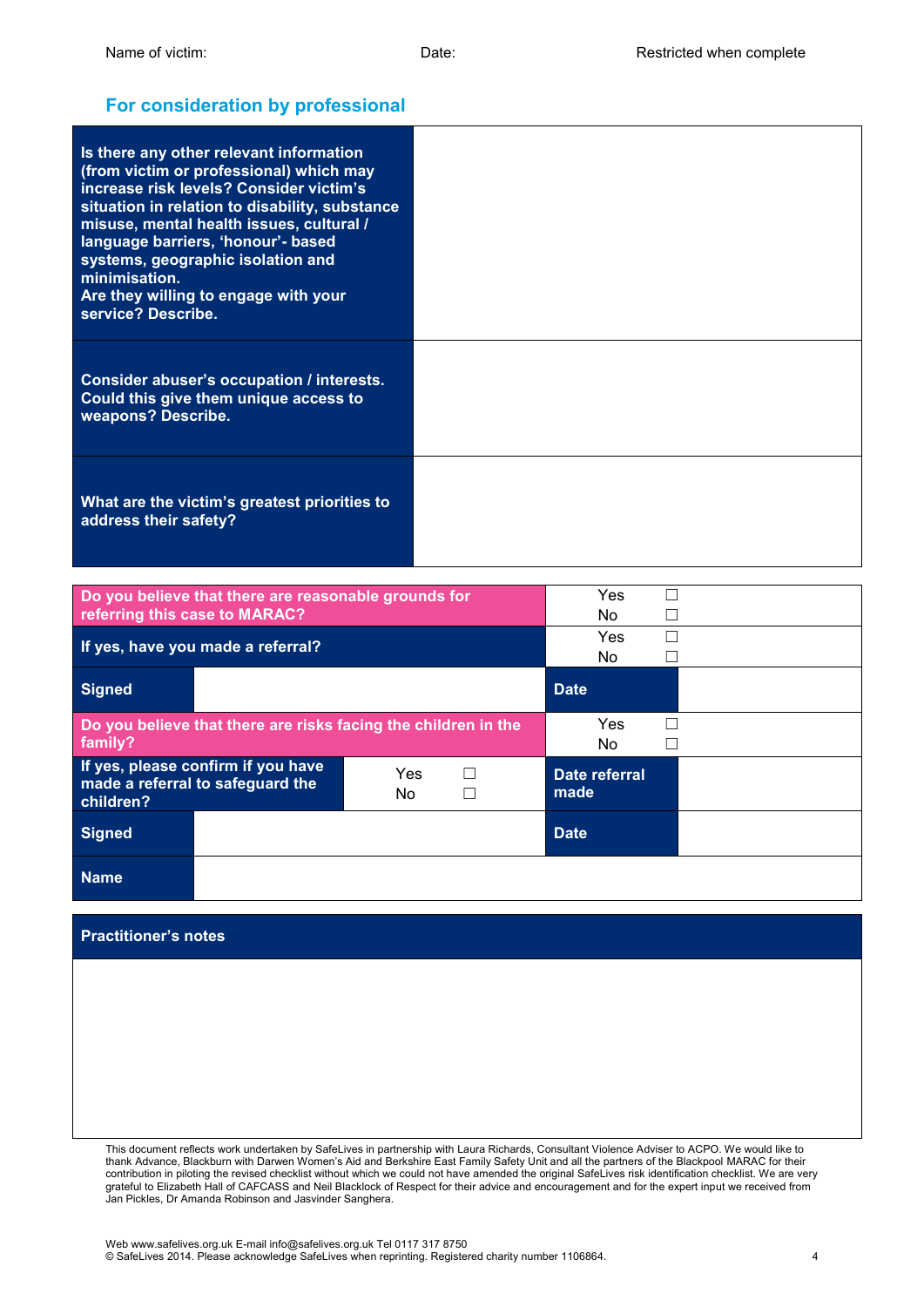Name of victim: Date: Restricted when complete

## For consideration by professional

| | |
|---|---|
| **Is there any other relevant information (from victim or professional) which may increase risk levels? Consider victim's situation in relation to disability, substance misuse, mental health issues, cultural / language barriers, 'honour'- based systems, geographic isolation and minimisation. Are they willing to engage with your service? Describe.** | |
| **Consider abuser's occupation / interests. Could this give them unique access to weapons? Describe.** | |
| **What are the victim's greatest priorities to address their safety?** | |

| | | | |
|---|---|---|---|
| **Do you believe that there are reasonable grounds for referring this case to MARAC?** | | Yes ☐ No ☐ | |
| **If yes, have you made a referral?** | | Yes ☐ No ☐ | |
| **Signed** | | **Date** | |
| **Do you believe that there are risks facing the children in the family?** | | Yes ☐ No ☐ | |
| **If yes, please confirm if you have made a referral to safeguard the children?** | Yes ☐ No ☐ | **Date referral made** | |
| **Signed** | | **Date** | |
| **Name** | | | |

| |
|---|
| **Practitioner's notes** |
| |

This document reflects work undertaken by SafeLives in partnership with Laura Richards, Consultant Violence Adviser to ACPO. We would like to thank Advance, Blackburn with Darwen Women's Aid and Berkshire East Family Safety Unit and all the partners of the Blackpool MARAC for their contribution in piloting the revised checklist without which we could not have amended the original SafeLives risk identification checklist. We are very grateful to Elizabeth Hall of CAFCASS and Neil Blacklock of Respect for their advice and encouragement and for the expert input we received from Jan Pickles, Dr Amanda Robinson and Jasvinder Sanghera.

Web www.safelives.org.uk E-mail info@safelives.org.uk Tel 0117 317 8750
© SafeLives 2014. Please acknowledge SafeLives when reprinting. Registered charity number 1106864.